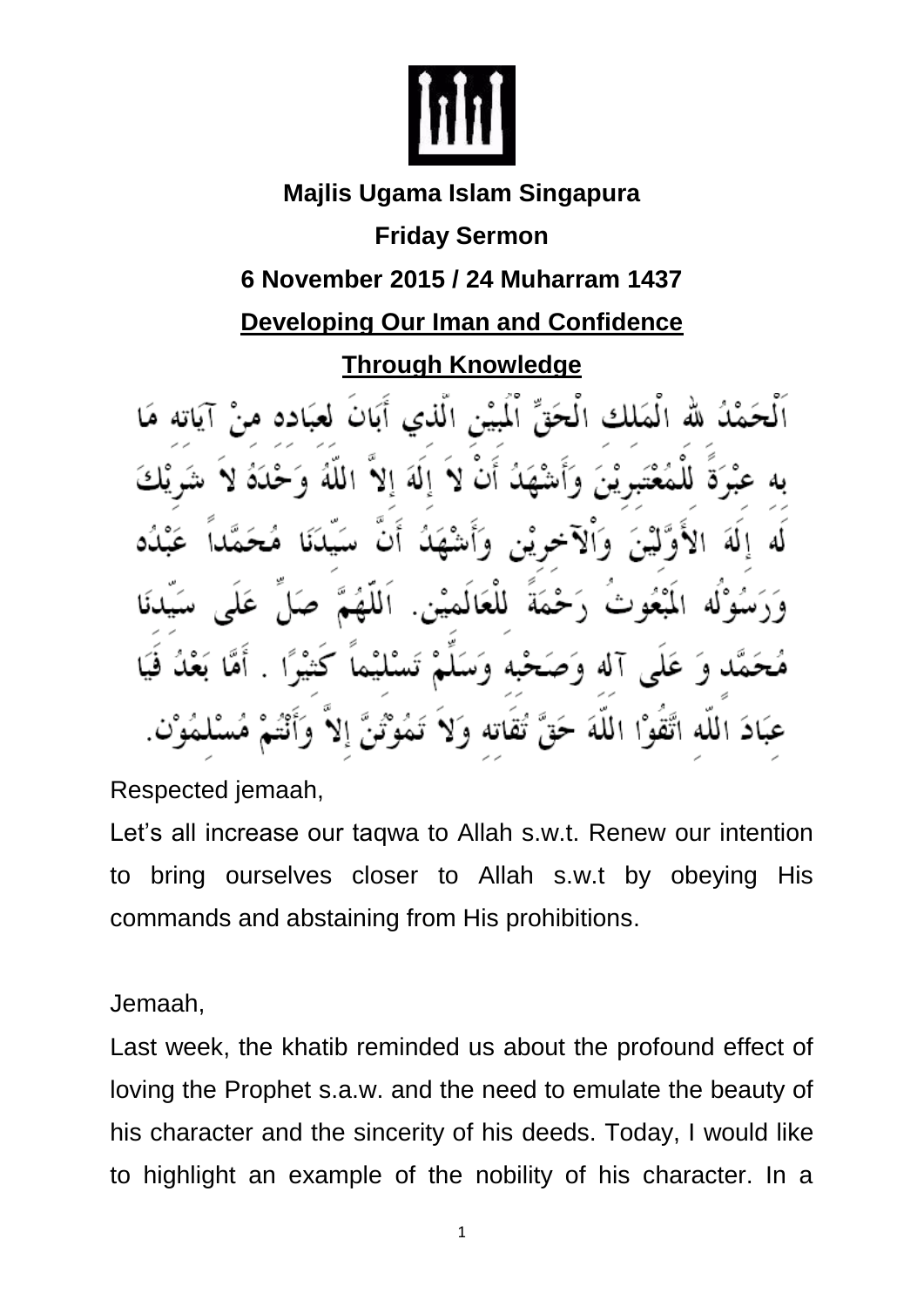**Majlis Ugama Islam Singapura**

**Friday Sermon**

**6 November 2015 / 24 Muharram 1437**

## Developing Our Iman and Confidence Through Knowledge

اَلْحَمْدُ للهِ الْمَلِكِ الْحَقِّ الْمُبِيْنِ الَّذِي أَبَانَ لِعِبَادِهِ مِنْ آيَاتِهِ مَا بِهِ عِبْرَةً لِلْمُعْتَبِرِيْنَ وَأَشْهَدُ أَنْ لاَ إِلَهَ إِلاَّ اللَّهُ وَحْدَهُ لاَ شَرِيْكَ لَهُ إِلَهَ الأَوَّلِيْنَ وَالآخِرِيْنَ وَأَشْهَدُ أَنَّ سَيِّدَنَا مُحَمَّداً عَبْدُهُ وَرَسُوْلُهُ الْمَبْعُوثُ رَحْمَةً لِلْعَالَمِيْنَ. اَللَّهُمَّ صَلِّ عَلَى سَيِّدِنَا مُحَمَّدٍ وَ عَلَى آلِهِ وَصَحْبِهِ وَسَلِّمْ تَسْلِيْماً كَثِيْرًا . أَمَّا بَعْدُ فَيَا عِبَادَ اللَّهِ اتَّقُوْا اللَّهَ حَقَّ تُقَاتِهِ وَلاَ تَمُوْتُنَّ إِلاَّ وَأَنْتُمْ مُسْلِمُوْنَ.

Respected jemaah,

Let's all increase our taqwa to Allah s.w.t. Renew our intention to bring ourselves closer to Allah s.w.t by obeying His commands and abstaining from His prohibitions.

Jemaah,

Last week, the khatib reminded us about the profound effect of loving the Prophet s.a.w. and the need to emulate the beauty of his character and the sincerity of his deeds. Today, I would like to highlight an example of the nobility of his character. In a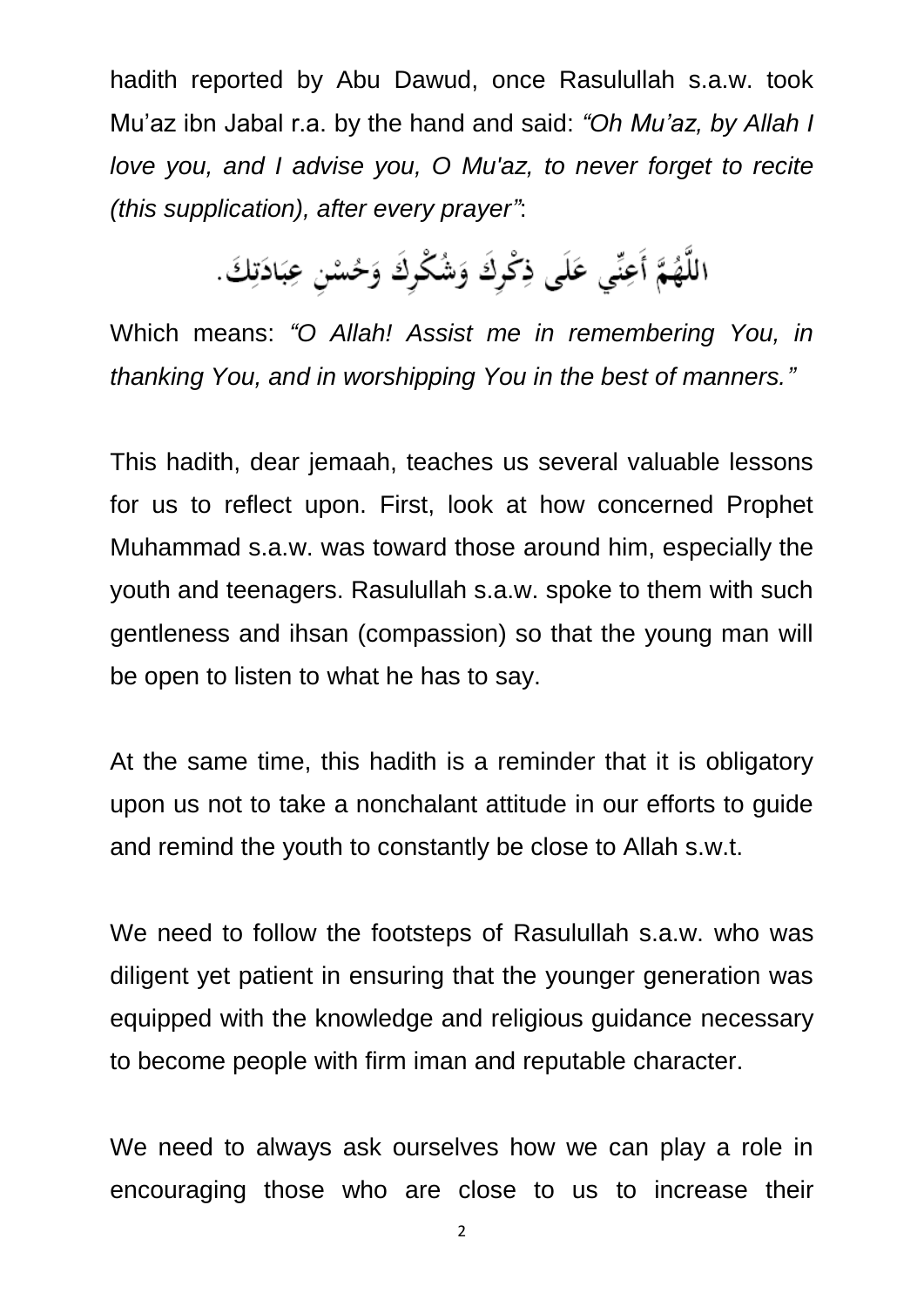hadith reported by Abu Dawud, once Rasulullah s.a.w. took Mu'az ibn Jabal r.a. by the hand and said: *"Oh Mu'az, by Allah I love you, and I advise you, O Mu'az, to never forget to recite (this supplication), after every prayer"*:

اللَّهُمَّ أَعِنِّي عَلَى ذِكْرِكَ وَشُكْرِكَ وَحُسْنِ عِبَادَتِكَ.

Which means: *"O Allah! Assist me in remembering You, in thanking You, and in worshipping You in the best of manners."*

This hadith, dear jemaah, teaches us several valuable lessons for us to reflect upon. First, look at how concerned Prophet Muhammad s.a.w. was toward those around him, especially the youth and teenagers. Rasulullah s.a.w. spoke to them with such gentleness and ihsan (compassion) so that the young man will be open to listen to what he has to say.

At the same time, this hadith is a reminder that it is obligatory upon us not to take a nonchalant attitude in our efforts to guide and remind the youth to constantly be close to Allah s.w.t.

We need to follow the footsteps of Rasulullah s.a.w. who was diligent yet patient in ensuring that the younger generation was equipped with the knowledge and religious guidance necessary to become people with firm iman and reputable character.

We need to always ask ourselves how we can play a role in encouraging those who are close to us to increase their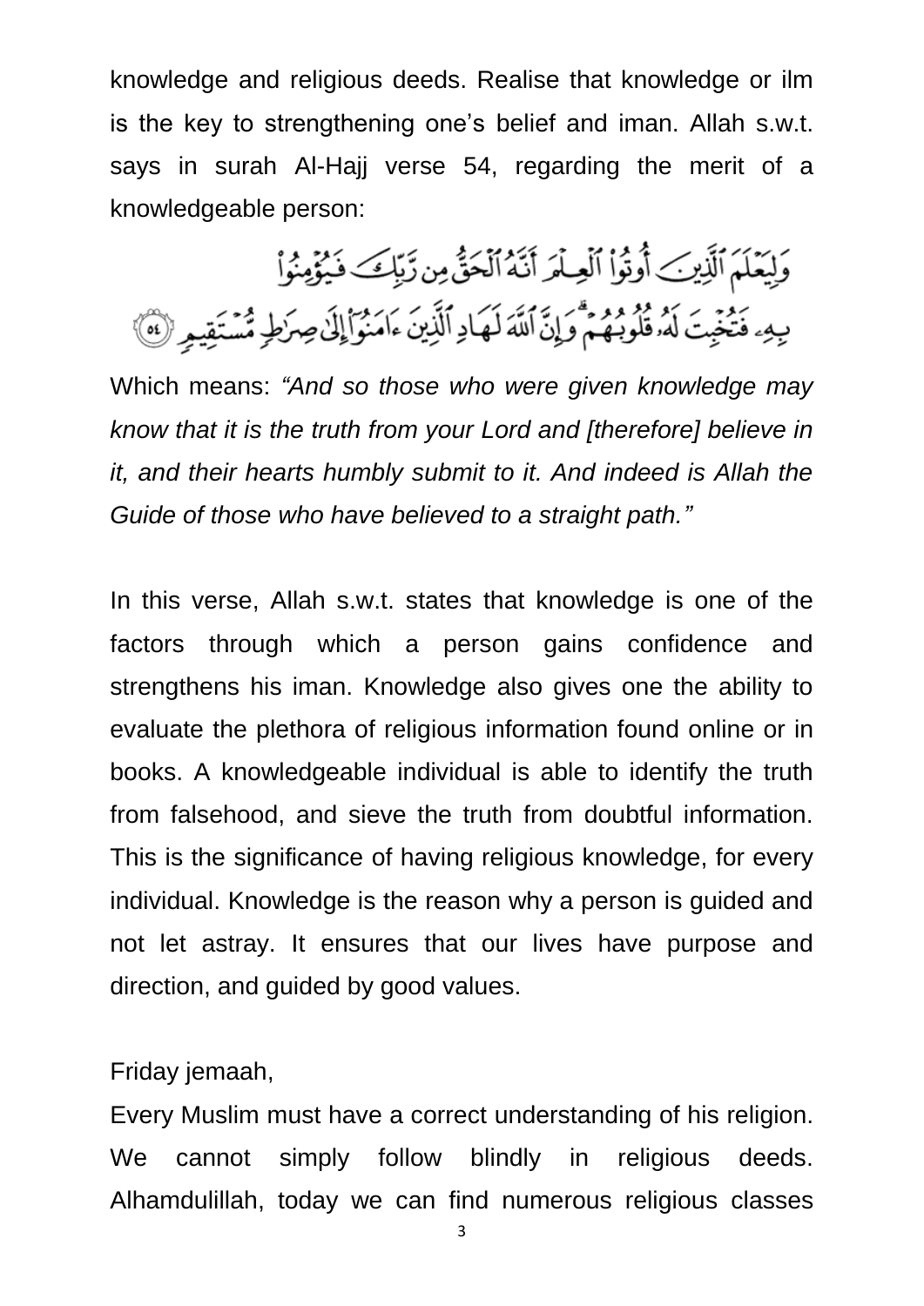knowledge and religious deeds. Realise that knowledge or ilm is the key to strengthening one's belief and iman. Allah s.w.t. says in surah Al-Hajj verse 54, regarding the merit of a knowledgeable person:

وَلِيَعْلَمَ ٱلَّذِينَ أُوتُوا۟ ٱلْعِلْمَ أَنَّهُ ٱلْحَقُّ مِن رَّبِّكَ فَيُؤْمِنُوا۟ بِهِۦ فَتُخْبِتَ لَهُۥ قُلُوبُهُمْ ۗ وَإِنَّ ٱللَّهَ لَهَادِ ٱلَّذِينَ ءَامَنُوٓا۟ إِلَىٰ صِرَٰطٍ مُّسْتَقِيمٍ ﴿٥٤﴾

Which means: *"And so those who were given knowledge may know that it is the truth from your Lord and [therefore] believe in it, and their hearts humbly submit to it. And indeed is Allah the Guide of those who have believed to a straight path."*

In this verse, Allah s.w.t. states that knowledge is one of the factors through which a person gains confidence and strengthens his iman. Knowledge also gives one the ability to evaluate the plethora of religious information found online or in books. A knowledgeable individual is able to identify the truth from falsehood, and sieve the truth from doubtful information. This is the significance of having religious knowledge, for every individual. Knowledge is the reason why a person is guided and not let astray. It ensures that our lives have purpose and direction, and guided by good values.

Friday jemaah,

Every Muslim must have a correct understanding of his religion. We cannot simply follow blindly in religious deeds. Alhamdulillah, today we can find numerous religious classes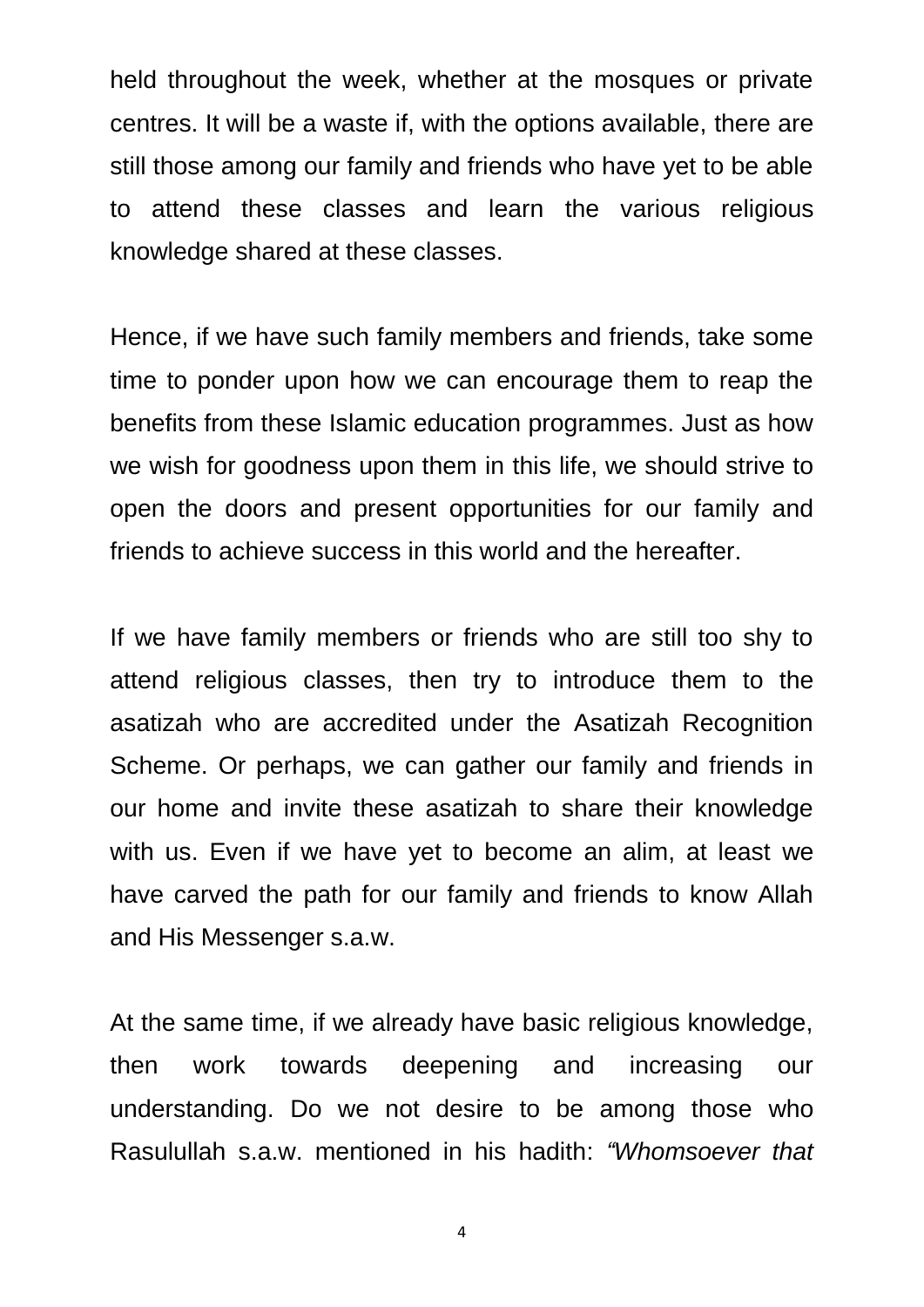held throughout the week, whether at the mosques or private centres. It will be a waste if, with the options available, there are still those among our family and friends who have yet to be able to attend these classes and learn the various religious knowledge shared at these classes.

Hence, if we have such family members and friends, take some time to ponder upon how we can encourage them to reap the benefits from these Islamic education programmes. Just as how we wish for goodness upon them in this life, we should strive to open the doors and present opportunities for our family and friends to achieve success in this world and the hereafter.

If we have family members or friends who are still too shy to attend religious classes, then try to introduce them to the asatizah who are accredited under the Asatizah Recognition Scheme. Or perhaps, we can gather our family and friends in our home and invite these asatizah to share their knowledge with us. Even if we have yet to become an alim, at least we have carved the path for our family and friends to know Allah and His Messenger s.a.w.

At the same time, if we already have basic religious knowledge, then work towards deepening and increasing our understanding. Do we not desire to be among those who Rasulullah s.a.w. mentioned in his hadith: *"Whomsoever that*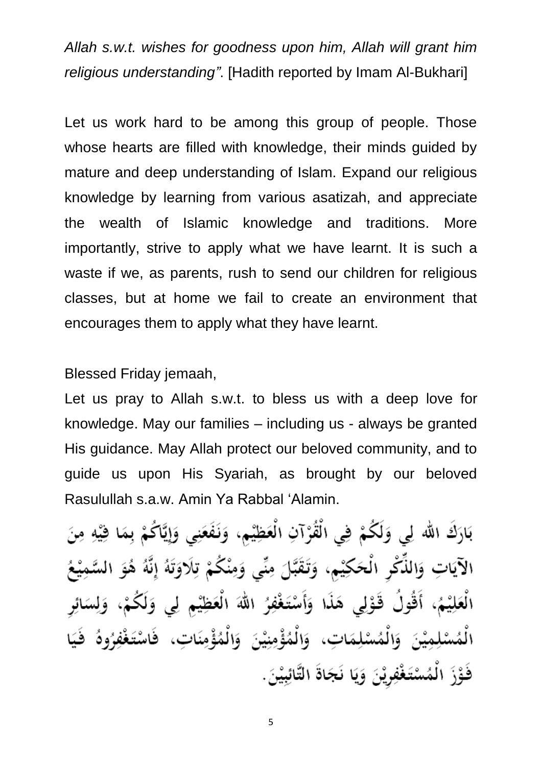*Allah s.w.t. wishes for goodness upon him, Allah will grant him religious understanding"*. [Hadith reported by Imam Al-Bukhari]

Let us work hard to be among this group of people. Those whose hearts are filled with knowledge, their minds guided by mature and deep understanding of Islam. Expand our religious knowledge by learning from various asatizah, and appreciate the wealth of Islamic knowledge and traditions. More importantly, strive to apply what we have learnt. It is such a waste if we, as parents, rush to send our children for religious classes, but at home we fail to create an environment that encourages them to apply what they have learnt.

Blessed Friday jemaah,

Let us pray to Allah s.w.t. to bless us with a deep love for knowledge. May our families – including us - always be granted His guidance. May Allah protect our beloved community, and to guide us upon His Syariah, as brought by our beloved Rasulullah s.a.w. Amin Ya Rabbal 'Alamin.

بَارَكَ اللهُ لِي وَلَكُمْ فِي الْقُرْآنِ الْعَظِيْمِ، وَنَفَعَنِي وَإِيَّاكُمْ بِمَا فِيْهِ مِنَ الآيَاتِ وَالذِّكْرِ الْحَكِيْمِ، وَتَقَبَّلَ مِنِّي وَمِنْكُمْ تِلَاوَتَهُ إِنَّهُ هُوَ السَّمِيْعُ الْعَلِيْمُ، أَقُولُ قَوْلِي هَذَا وَأَسْتَغْفِرُ اللهَ الْعَظِيْمَ لِي وَلَكُمْ، وَلِسَائِرِ الْمُسْلِمِيْنَ وَالْمُسْلِمَاتِ، وَالْمُؤْمِنِيْنَ وَالْمُؤْمِنَاتِ، فَاسْتَغْفِرُوهُ فَيَا فَوْزَ الْمُسْتَغْفِرِيْنَ وَيَا نَجَاةَ التَّائِبِيْنَ.